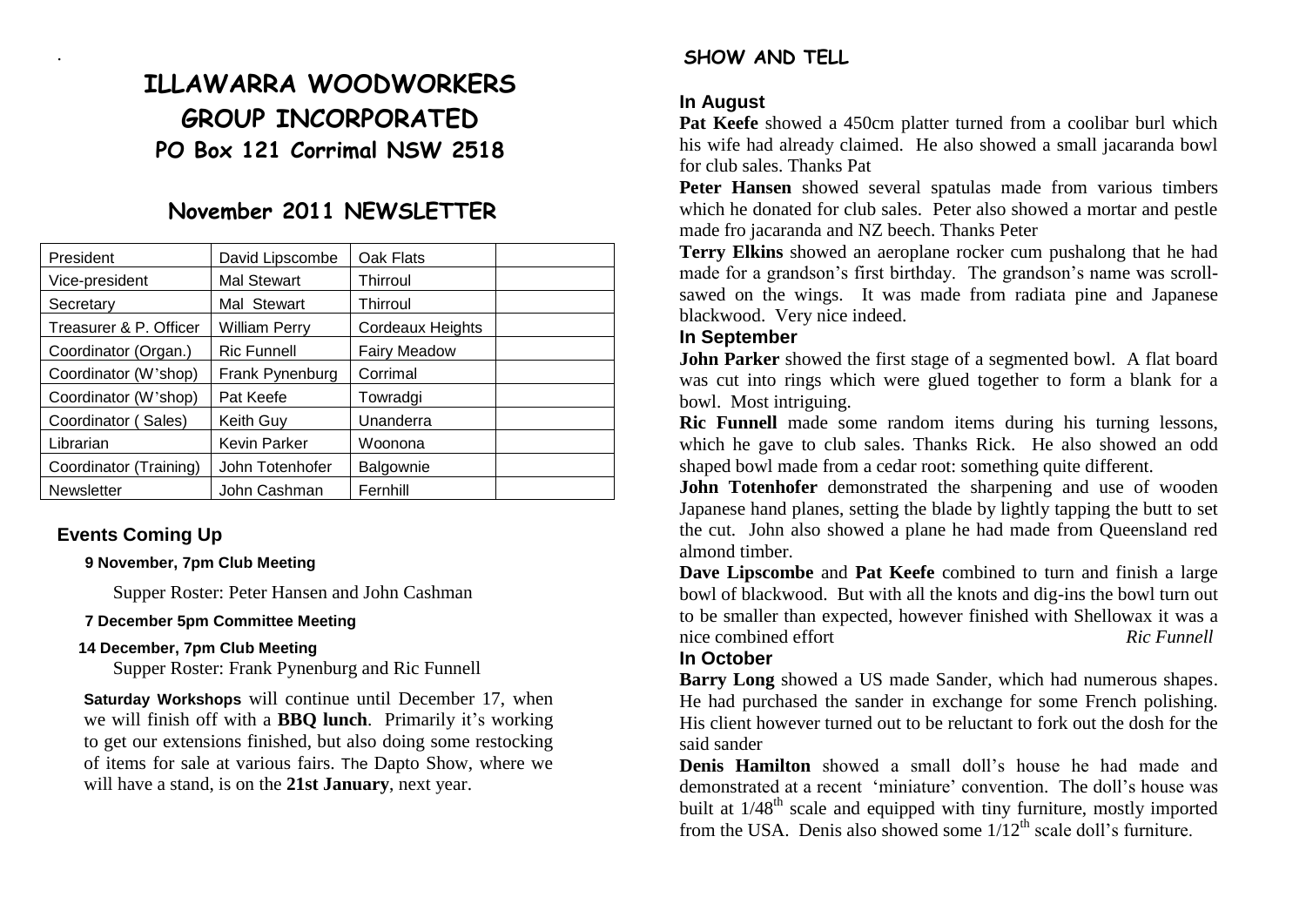# ILLAWARRA WOODWORKERS GROUP INCORPORATED

## PO Box 121 Corrimal NSW 2518

## November 2011 NEWSLETTER

| President | David Lipscombe | Oak Flats | |
|---|---|---|---|
| Vice-president | Mal Stewart | Thirroul | |
| Secretary | Mal Stewart | Thirroul | |
| Treasurer & P. Officer | William Perry | Cordeaux Heights | |
| Coordinator (Organ.) | Ric Funnell | Fairy Meadow | |
| Coordinator (W'shop) | Frank Pynenburg | Corrimal | |
| Coordinator (W'shop) | Pat Keefe | Towradgi | |
| Coordinator ( Sales) | Keith Guy | Unanderra | |
| Librarian | Kevin Parker | Woonona | |
| Coordinator (Training) | John Totenhofer | Balgownie | |
| Newsletter | John Cashman | Fernhill | |

### Events Coming Up

**9 November, 7pm Club Meeting**

Supper Roster: Peter Hansen and John Cashman

**7 December 5pm Committee Meeting**

**14 December, 7pm Club Meeting**

Supper Roster: Frank Pynenburg and Ric Funnell

**Saturday Workshops** will continue until December 17, when we will finish off with a **BBQ lunch**. Primarily it's working to get our extensions finished, but also doing some restocking of items for sale at various fairs. The Dapto Show, where we will have a stand, is on the **21st January**, next year.

## SHOW AND TELL

### In August

**Pat Keefe** showed a 450cm platter turned from a coolibar burl which his wife had already claimed. He also showed a small jacaranda bowl for club sales. Thanks Pat

**Peter Hansen** showed several spatulas made from various timbers which he donated for club sales. Peter also showed a mortar and pestle made fro jacaranda and NZ beech. Thanks Peter

**Terry Elkins** showed an aeroplane rocker cum pushalong that he had made for a grandson's first birthday. The grandson's name was scroll-sawed on the wings. It was made from radiata pine and Japanese blackwood. Very nice indeed.

### In September

**John Parker** showed the first stage of a segmented bowl. A flat board was cut into rings which were glued together to form a blank for a bowl. Most intriguing.

**Ric Funnell** made some random items during his turning lessons, which he gave to club sales. Thanks Rick. He also showed an odd shaped bowl made from a cedar root: something quite different.

**John Totenhofer** demonstrated the sharpening and use of wooden Japanese hand planes, setting the blade by lightly tapping the butt to set the cut. John also showed a plane he had made from Queensland red almond timber.

**Dave Lipscombe** and **Pat Keefe** combined to turn and finish a large bowl of blackwood. But with all the knots and dig-ins the bowl turn out to be smaller than expected, however finished with Shellowax it was a nice combined effort *Ric Funnell*

### In October

**Barry Long** showed a US made Sander, which had numerous shapes. He had purchased the sander in exchange for some French polishing. His client however turned out to be reluctant to fork out the dosh for the said sander

**Denis Hamilton** showed a small doll's house he had made and demonstrated at a recent 'miniature' convention. The doll's house was built at 1/48th scale and equipped with tiny furniture, mostly imported from the USA. Denis also showed some 1/12th scale doll's furniture.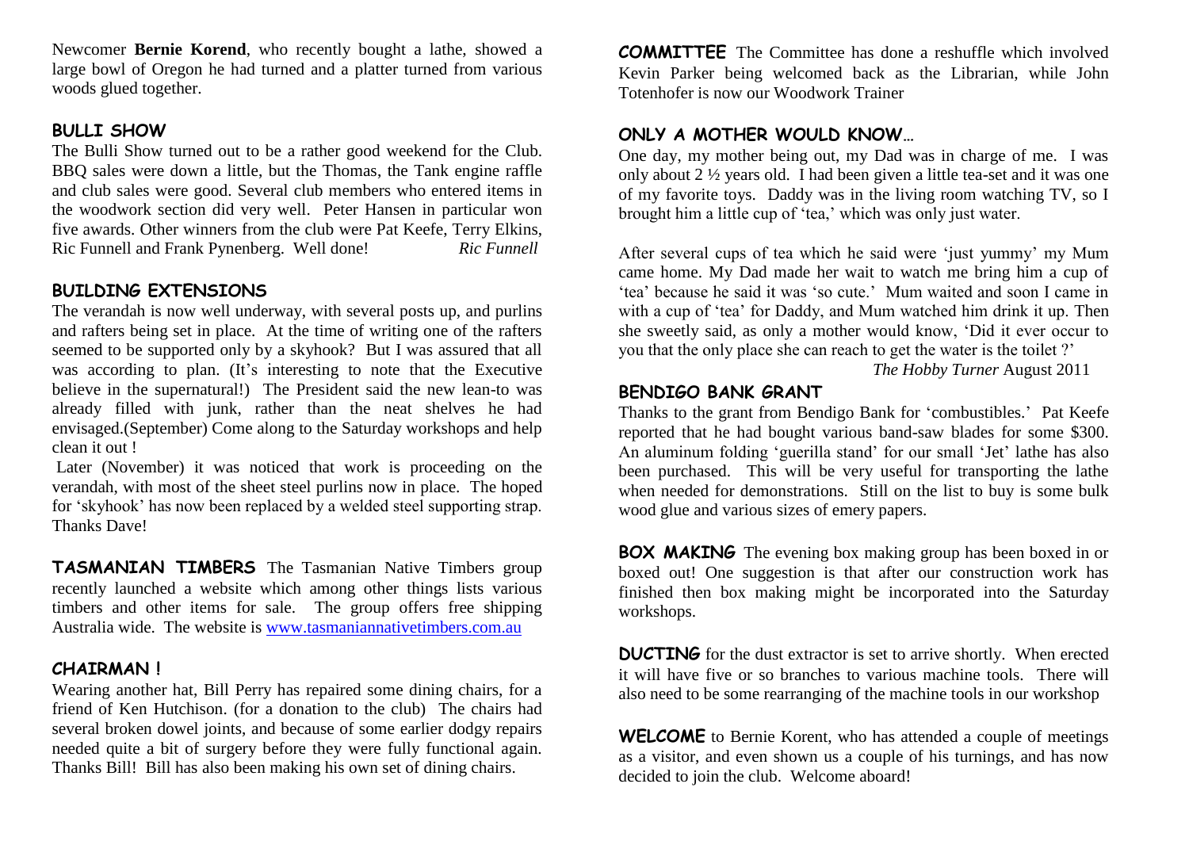Newcomer **Bernie Korend**, who recently bought a lathe, showed a large bowl of Oregon he had turned and a platter turned from various woods glued together.

## BULLI SHOW

The Bulli Show turned out to be a rather good weekend for the Club. BBQ sales were down a little, but the Thomas, the Tank engine raffle and club sales were good. Several club members who entered items in the woodwork section did very well. Peter Hansen in particular won five awards. Other winners from the club were Pat Keefe, Terry Elkins, Ric Funnell and Frank Pynenberg. Well done! *Ric Funnell*

## BUILDING EXTENSIONS

The verandah is now well underway, with several posts up, and purlins and rafters being set in place. At the time of writing one of the rafters seemed to be supported only by a skyhook? But I was assured that all was according to plan. (It's interesting to note that the Executive believe in the supernatural!) The President said the new lean-to was already filled with junk, rather than the neat shelves he had envisaged.(September) Come along to the Saturday workshops and help clean it out !

Later (November) it was noticed that work is proceeding on the verandah, with most of the sheet steel purlins now in place. The hoped for 'skyhook' has now been replaced by a welded steel supporting strap. Thanks Dave!

**TASMANIAN TIMBERS** The Tasmanian Native Timbers group recently launched a website which among other things lists various timbers and other items for sale. The group offers free shipping Australia wide. The website is www.tasmaniannativetimbers.com.au

## CHAIRMAN !

Wearing another hat, Bill Perry has repaired some dining chairs, for a friend of Ken Hutchison. (for a donation to the club) The chairs had several broken dowel joints, and because of some earlier dodgy repairs needed quite a bit of surgery before they were fully functional again. Thanks Bill! Bill has also been making his own set of dining chairs.

**COMMITTEE** The Committee has done a reshuffle which involved Kevin Parker being welcomed back as the Librarian, while John Totenhofer is now our Woodwork Trainer

## ONLY A MOTHER WOULD KNOW…

One day, my mother being out, my Dad was in charge of me. I was only about 2 ½ years old. I had been given a little tea-set and it was one of my favorite toys. Daddy was in the living room watching TV, so I brought him a little cup of 'tea,' which was only just water.

After several cups of tea which he said were 'just yummy' my Mum came home. My Dad made her wait to watch me bring him a cup of 'tea' because he said it was 'so cute.' Mum waited and soon I came in with a cup of 'tea' for Daddy, and Mum watched him drink it up. Then she sweetly said, as only a mother would know, 'Did it ever occur to you that the only place she can reach to get the water is the toilet ?'

*The Hobby Turner* August 2011

## BENDIGO BANK GRANT

Thanks to the grant from Bendigo Bank for 'combustibles.' Pat Keefe reported that he had bought various band-saw blades for some $300. An aluminum folding 'guerilla stand' for our small 'Jet' lathe has also been purchased. This will be very useful for transporting the lathe when needed for demonstrations. Still on the list to buy is some bulk wood glue and various sizes of emery papers.

**BOX MAKING** The evening box making group has been boxed in or boxed out! One suggestion is that after our construction work has finished then box making might be incorporated into the Saturday workshops.

**DUCTING** for the dust extractor is set to arrive shortly. When erected it will have five or so branches to various machine tools. There will also need to be some rearranging of the machine tools in our workshop

**WELCOME** to Bernie Korent, who has attended a couple of meetings as a visitor, and even shown us a couple of his turnings, and has now decided to join the club. Welcome aboard!